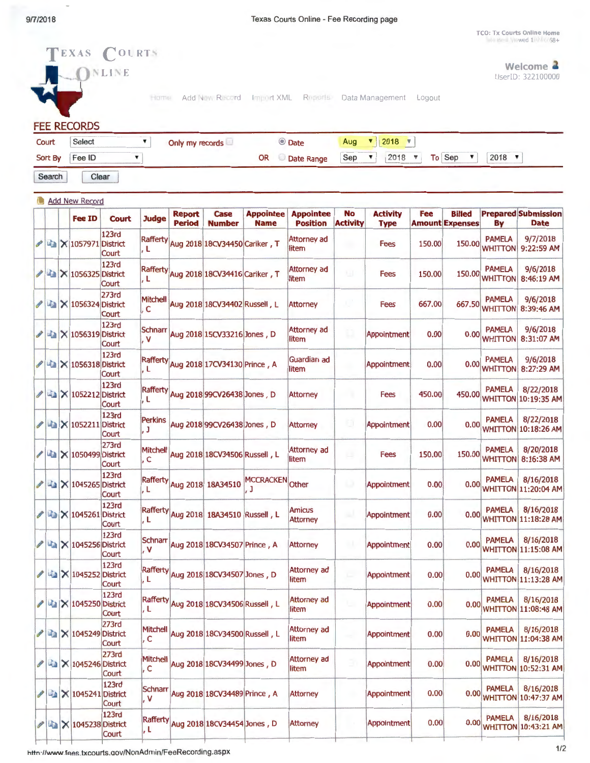TCO: Tx Courts Online Home

# TEXAS COURTS ONLINE

Welcome
UserID: 322100000

Home Add New Record Import XML Reports Data Management Logout

## FEE RECORDS

Court: Select | Only my records | Date: Aug 2018
Sort By: Fee ID | OR | Date Range: Sep 2018 To Sep 2018

Search | Clear

Add New Record

| Fee ID | Court | Judge | Report Period | Case Number | Appointee Name | Appointee Position | No Activity | Activity Type | Fee Amount | Billed Expenses | Prepared By | Submission Date |
|---|---|---|---|---|---|---|---|---|---|---|---|---|
| 1057971 | 123rd District Court | Rafferty, L | Aug 2018 | 18CV34450 | Cariker, T | Attorney ad litem | | Fees | 150.00 | 150.00 | PAMELA WHITTON | 9/7/2018 9:22:59 AM |
| 1056325 | 123rd District Court | Rafferty, L | Aug 2018 | 18CV34416 | Cariker, T | Attorney ad litem | | Fees | 150.00 | 150.00 | PAMELA WHITTON | 9/6/2018 8:46:19 AM |
| 1056324 | 273rd District Court | Mitchell, C | Aug 2018 | 18CV34402 | Russell, L | Attorney | | Fees | 667.00 | 667.50 | PAMELA WHITTON | 9/6/2018 8:39:46 AM |
| 1056319 | 123rd District Court | Schnarr, V | Aug 2018 | 15CV33216 | Jones, D | Attorney ad litem | | Appointment | 0.00 | 0.00 | PAMELA WHITTON | 9/6/2018 8:31:07 AM |
| 1056318 | 123rd District Court | Rafferty, L | Aug 2018 | 17CV34130 | Prince, A | Guardian ad litem | | Appointment | 0.00 | 0.00 | PAMELA WHITTON | 9/6/2018 8:27:29 AM |
| 1052212 | 123rd District Court | Rafferty, L | Aug 2018 | 99CV26438 | Jones, D | Attorney | | Fees | 450.00 | 450.00 | PAMELA WHITTON | 8/22/2018 10:19:35 AM |
| 1052211 | 123rd District Court | Perkins, J | Aug 2018 | 99CV26438 | Jones, D | Attorney | | Appointment | 0.00 | 0.00 | PAMELA WHITTON | 8/22/2018 10:18:26 AM |
| 1050499 | 273rd District Court | Mitchell, C | Aug 2018 | 18CV34506 | Russell, L | Attorney ad litem | | Fees | 150.00 | 150.00 | PAMELA WHITTON | 8/20/2018 8:16:38 AM |
| 1045265 | 123rd District Court | Rafferty, L | Aug 2018 | 18A34510 | MCCRACKEN, J | Other | | Appointment | 0.00 | 0.00 | PAMELA WHITTON | 8/16/2018 11:20:04 AM |
| 1045261 | 123rd District Court | Rafferty, L | Aug 2018 | 18A34510 | Russell, L | Amicus Attorney | | Appointment | 0.00 | 0.00 | PAMELA WHITTON | 8/16/2018 11:18:28 AM |
| 1045256 | 123rd District Court | Schnarr, V | Aug 2018 | 18CV34507 | Prince, A | Attorney | | Appointment | 0.00 | 0.00 | PAMELA WHITTON | 8/16/2018 11:15:08 AM |
| 1045252 | 123rd District Court | Rafferty, L | Aug 2018 | 18CV34507 | Jones, D | Attorney ad litem | | Appointment | 0.00 | 0.00 | PAMELA WHITTON | 8/16/2018 11:13:28 AM |
| 1045250 | 123rd District Court | Rafferty, L | Aug 2018 | 18CV34506 | Russell, L | Attorney ad litem | | Appointment | 0.00 | 0.00 | PAMELA WHITTON | 8/16/2018 11:08:48 AM |
| 1045249 | 273rd District Court | Mitchell, C | Aug 2018 | 18CV34500 | Russell, L | Attorney ad litem | | Appointment | 0.00 | 0.00 | PAMELA WHITTON | 8/16/2018 11:04:38 AM |
| 1045246 | 273rd District Court | Mitchell, C | Aug 2018 | 18CV34499 | Jones, D | Attorney ad litem | | Appointment | 0.00 | 0.00 | PAMELA WHITTON | 8/16/2018 10:52:31 AM |
| 1045241 | 123rd District Court | Schnarr, V | Aug 2018 | 18CV34489 | Prince, A | Attorney | | Appointment | 0.00 | 0.00 | PAMELA WHITTON | 8/16/2018 10:47:37 AM |
| 1045238 | 123rd District Court | Rafferty, L | Aug 2018 | 18CV34454 | Jones, D | Attorney | | Appointment | 0.00 | 0.00 | PAMELA WHITTON | 8/16/2018 10:43:21 AM |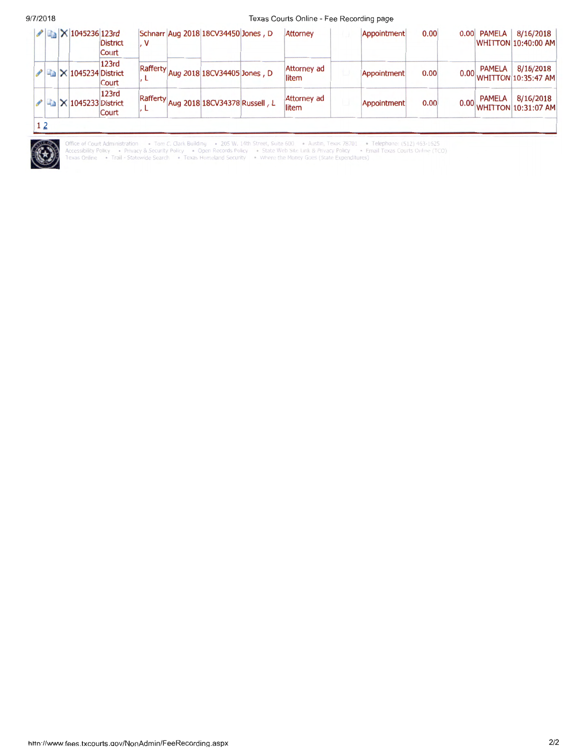| | | | | | | | | | | | | | | | |
|---|---|---|---|---|---|---|---|---|---|---|---|---|---|---|---|
| | | | 1045236 | 123rd District Court | Schnarr , V | Aug 2018 | 18CV34450 | Jones , D | Attorney | | Appointment | 0.00 | 0.00 | PAMELA WHITTON | 8/16/2018 10:40:00 AM |
| | | | 1045234 | 123rd District Court | Rafferty , L | Aug 2018 | 18CV34405 | Jones , D | Attorney ad litem | | Appointment | 0.00 | 0.00 | PAMELA WHITTON | 8/16/2018 10:35:47 AM |
| | | | 1045233 | 123rd District Court | Rafferty , L | Aug 2018 | 18CV34378 | Russell , L | Attorney ad litem | | Appointment | 0.00 | 0.00 | PAMELA WHITTON | 8/16/2018 10:31:07 AM |

1 2

Office of Court Administration • Tom C. Clark Building • 205 W. 14th Street, Suite 600 • Austin, Texas 78701 • Telephone: (512) 463-1625
Accessibility Policy • Privacy & Security Policy • Open Records Policy • State Web Site Link & Privacy Policy • Email Texas Courts Online (TCO)
Texas Online • Trail - Statewide Search • Texas Homeland Security • Where the Money Goes (State Expenditures)